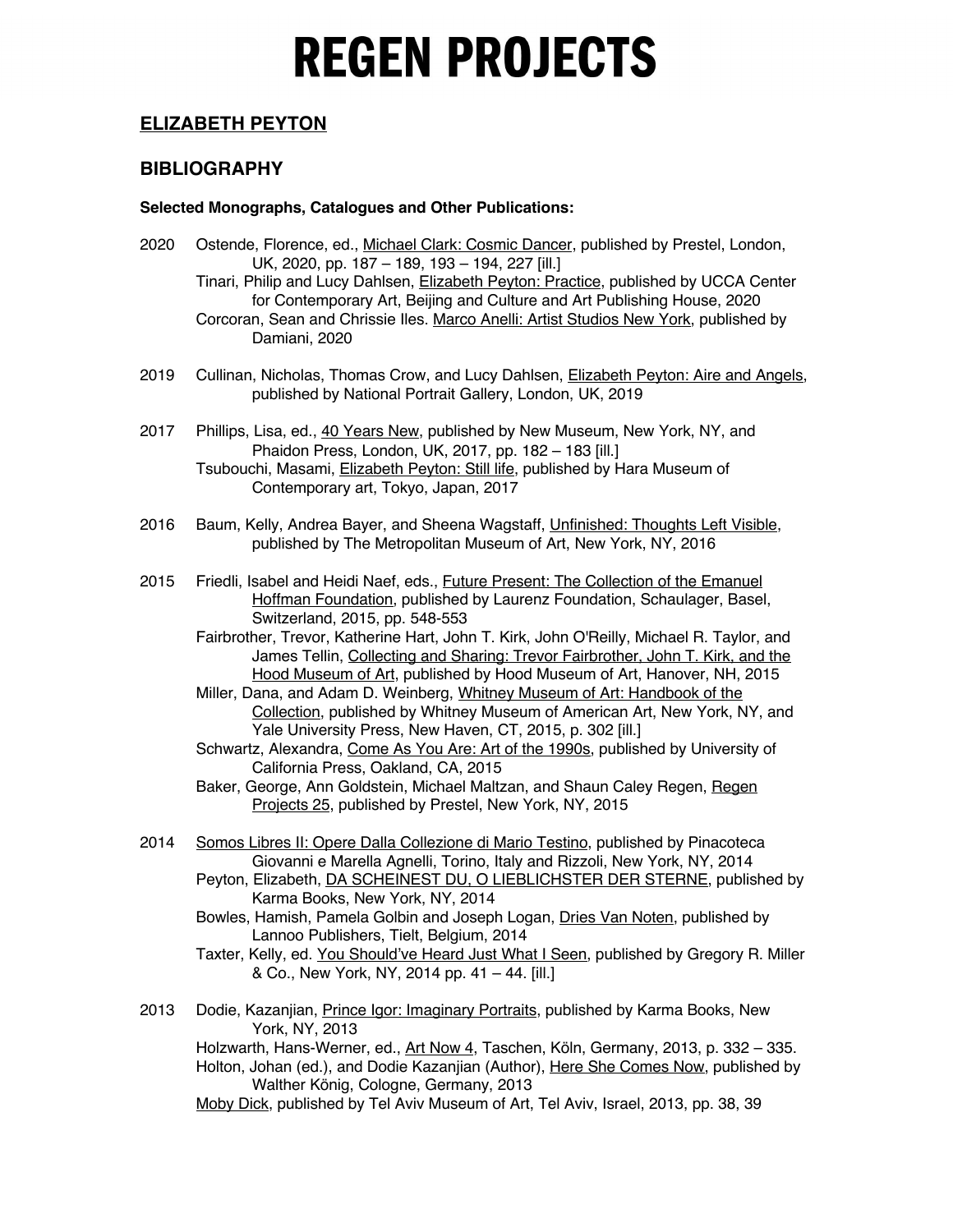# REGEN PROJECTS

## ELIZABETH PEYTON

## BIBLIOGRAPHY

### Selected Monographs, Catalogues and Other Publications:

**2020**
- Ostende, Florence, ed., Michael Clark: Cosmic Dancer, published by Prestel, London, UK, 2020, pp. 187 – 189, 193 – 194, 227 [ill.]
- Tinari, Philip and Lucy Dahlsen, Elizabeth Peyton: Practice, published by UCCA Center for Contemporary Art, Beijing and Culture and Art Publishing House, 2020
- Corcoran, Sean and Chrissie Iles. Marco Anelli: Artist Studios New York, published by Damiani, 2020

**2019**
- Cullinan, Nicholas, Thomas Crow, and Lucy Dahlsen, Elizabeth Peyton: Aire and Angels, published by National Portrait Gallery, London, UK, 2019

**2017**
- Phillips, Lisa, ed., 40 Years New, published by New Museum, New York, NY, and Phaidon Press, London, UK, 2017, pp. 182 – 183 [ill.]
- Tsubouchi, Masami, Elizabeth Peyton: Still life, published by Hara Museum of Contemporary art, Tokyo, Japan, 2017

**2016**
- Baum, Kelly, Andrea Bayer, and Sheena Wagstaff, Unfinished: Thoughts Left Visible, published by The Metropolitan Museum of Art, New York, NY, 2016

**2015**
- Friedli, Isabel and Heidi Naef, eds., Future Present: The Collection of the Emanuel Hoffman Foundation, published by Laurenz Foundation, Schaulager, Basel, Switzerland, 2015, pp. 548-553
- Fairbrother, Trevor, Katherine Hart, John T. Kirk, John O'Reilly, Michael R. Taylor, and James Tellin, Collecting and Sharing: Trevor Fairbrother, John T. Kirk, and the Hood Museum of Art, published by Hood Museum of Art, Hanover, NH, 2015
- Miller, Dana, and Adam D. Weinberg, Whitney Museum of Art: Handbook of the Collection, published by Whitney Museum of American Art, New York, NY, and Yale University Press, New Haven, CT, 2015, p. 302 [ill.]
- Schwartz, Alexandra, Come As You Are: Art of the 1990s, published by University of California Press, Oakland, CA, 2015
- Baker, George, Ann Goldstein, Michael Maltzan, and Shaun Caley Regen, Regen Projects 25, published by Prestel, New York, NY, 2015

**2014**
- Somos Libres II: Opere Dalla Collezione di Mario Testino, published by Pinacoteca Giovanni e Marella Agnelli, Torino, Italy and Rizzoli, New York, NY, 2014
- Peyton, Elizabeth, DA SCHEINEST DU, O LIEBLICHSTER DER STERNE, published by Karma Books, New York, NY, 2014
- Bowles, Hamish, Pamela Golbin and Joseph Logan, Dries Van Noten, published by Lannoo Publishers, Tielt, Belgium, 2014
- Taxter, Kelly, ed. You Should've Heard Just What I Seen, published by Gregory R. Miller & Co., New York, NY, 2014 pp. 41 – 44. [ill.]

**2013**
- Dodie, Kazanjian, Prince Igor: Imaginary Portraits, published by Karma Books, New York, NY, 2013
- Holzwarth, Hans-Werner, ed., Art Now 4, Taschen, Köln, Germany, 2013, p. 332 – 335.
- Holton, Johan (ed.), and Dodie Kazanjian (Author), Here She Comes Now, published by Walther König, Cologne, Germany, 2013
- Moby Dick, published by Tel Aviv Museum of Art, Tel Aviv, Israel, 2013, pp. 38, 39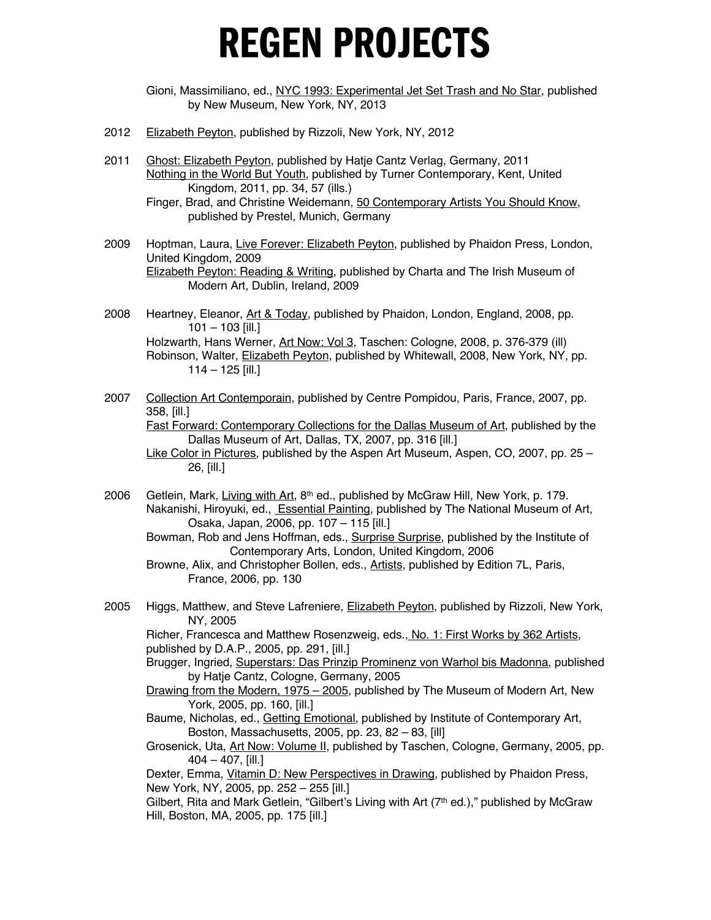Gioni, Massimiliano, ed., NYC 1993: Experimental Jet Set Trash and No Star, published by New Museum, New York, NY, 2013

2012 Elizabeth Peyton, published by Rizzoli, New York, NY, 2012

2011 Ghost: Elizabeth Peyton, published by Hatje Cantz Verlag, Germany, 2011
Nothing in the World But Youth, published by Turner Contemporary, Kent, United Kingdom, 2011, pp. 34, 57 (ills.)
Finger, Brad, and Christine Weidemann, 50 Contemporary Artists You Should Know, published by Prestel, Munich, Germany

2009 Hoptman, Laura, Live Forever: Elizabeth Peyton, published by Phaidon Press, London, United Kingdom, 2009
Elizabeth Peyton: Reading & Writing, published by Charta and The Irish Museum of Modern Art, Dublin, Ireland, 2009

2008 Heartney, Eleanor, Art & Today, published by Phaidon, London, England, 2008, pp. 101 – 103 [ill.]
Holzwarth, Hans Werner, Art Now: Vol 3, Taschen: Cologne, 2008, p. 376-379 (ill)
Robinson, Walter, Elizabeth Peyton, published by Whitewall, 2008, New York, NY, pp. 114 – 125 [ill.]

2007 Collection Art Contemporain, published by Centre Pompidou, Paris, France, 2007, pp. 358, [ill.]
Fast Forward: Contemporary Collections for the Dallas Museum of Art, published by the Dallas Museum of Art, Dallas, TX, 2007, pp. 316 [ill.]
Like Color in Pictures, published by the Aspen Art Museum, Aspen, CO, 2007, pp. 25 – 26, [ill.]

2006 Getlein, Mark, Living with Art, 8th ed., published by McGraw Hill, New York, p. 179.
Nakanishi, Hiroyuki, ed., Essential Painting, published by The National Museum of Art, Osaka, Japan, 2006, pp. 107 – 115 [ill.]
Bowman, Rob and Jens Hoffman, eds., Surprise Surprise, published by the Institute of Contemporary Arts, London, United Kingdom, 2006
Browne, Alix, and Christopher Bollen, eds., Artists, published by Edition 7L, Paris, France, 2006, pp. 130

2005 Higgs, Matthew, and Steve Lafreniere, Elizabeth Peyton, published by Rizzoli, New York, NY, 2005
Richer, Francesca and Matthew Rosenzweig, eds., No. 1: First Works by 362 Artists, published by D.A.P., 2005, pp. 291, [ill.]
Brugger, Ingried, Superstars: Das Prinzip Prominenz von Warhol bis Madonna, published by Hatje Cantz, Cologne, Germany, 2005
Drawing from the Modern, 1975 – 2005, published by The Museum of Modern Art, New York, 2005, pp. 160, [ill.]
Baume, Nicholas, ed., Getting Emotional, published by Institute of Contemporary Art, Boston, Massachusetts, 2005, pp. 23, 82 – 83, [ill]
Grosenick, Uta, Art Now: Volume II, published by Taschen, Cologne, Germany, 2005, pp. 404 – 407, [ill.]
Dexter, Emma, Vitamin D: New Perspectives in Drawing, published by Phaidon Press, New York, NY, 2005, pp. 252 – 255 [ill.]
Gilbert, Rita and Mark Getlein, "Gilbert's Living with Art (7th ed.)," published by McGraw Hill, Boston, MA, 2005, pp. 175 [ill.]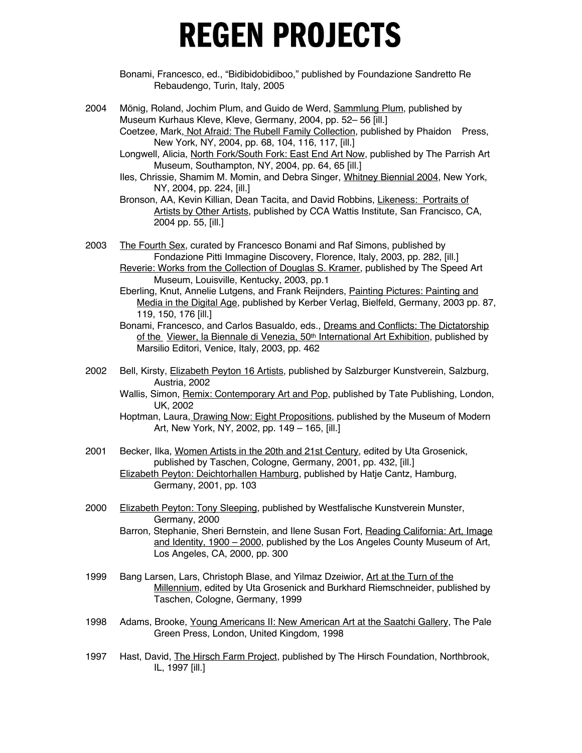Bonami, Francesco, ed., “Bidibidobidiboo,” published by Foundazione Sandretto Re Rebaudengo, Turin, Italy, 2005

2004 Mönig, Roland, Jochim Plum, and Guido de Werd, Sammlung Plum, published by Museum Kurhaus Kleve, Kleve, Germany, 2004, pp. 52– 56 [ill.]

Coetzee, Mark, Not Afraid: The Rubell Family Collection, published by Phaidon Press, New York, NY, 2004, pp. 68, 104, 116, 117, [ill.]

Longwell, Alicia, North Fork/South Fork: East End Art Now, published by The Parrish Art Museum, Southampton, NY, 2004, pp. 64, 65 [ill.]

Iles, Chrissie, Shamim M. Momin, and Debra Singer, Whitney Biennial 2004, New York, NY, 2004, pp. 224, [ill.]

Bronson, AA, Kevin Killian, Dean Tacita, and David Robbins, Likeness: Portraits of Artists by Other Artists, published by CCA Wattis Institute, San Francisco, CA, 2004 pp. 55, [ill.]

2003 The Fourth Sex, curated by Francesco Bonami and Raf Simons, published by Fondazione Pitti Immagine Discovery, Florence, Italy, 2003, pp. 282, [ill.]

Reverie: Works from the Collection of Douglas S. Kramer, published by The Speed Art Museum, Louisville, Kentucky, 2003, pp.1

Eberling, Knut, Annelie Lutgens, and Frank Reijnders, Painting Pictures: Painting and Media in the Digital Age, published by Kerber Verlag, Bielfeld, Germany, 2003 pp. 87, 119, 150, 176 [ill.]

Bonami, Francesco, and Carlos Basualdo, eds., Dreams and Conflicts: The Dictatorship of the Viewer, la Biennale di Venezia, 50th International Art Exhibition, published by Marsilio Editori, Venice, Italy, 2003, pp. 462

2002 Bell, Kirsty, Elizabeth Peyton 16 Artists, published by Salzburger Kunstverein, Salzburg, Austria, 2002

Wallis, Simon, Remix: Contemporary Art and Pop, published by Tate Publishing, London, UK, 2002

Hoptman, Laura, Drawing Now: Eight Propositions, published by the Museum of Modern Art, New York, NY, 2002, pp. 149 – 165, [ill.]

2001 Becker, Ilka, Women Artists in the 20th and 21st Century, edited by Uta Grosenick, published by Taschen, Cologne, Germany, 2001, pp. 432, [ill.]

Elizabeth Peyton: Deichtorhallen Hamburg, published by Hatje Cantz, Hamburg, Germany, 2001, pp. 103

2000 Elizabeth Peyton: Tony Sleeping, published by Westfalische Kunstverein Munster, Germany, 2000

Barron, Stephanie, Sheri Bernstein, and Ilene Susan Fort, Reading California: Art, Image and Identity, 1900 – 2000, published by the Los Angeles County Museum of Art, Los Angeles, CA, 2000, pp. 300

1999 Bang Larsen, Lars, Christoph Blase, and Yilmaz Dzeiwior, Art at the Turn of the Millennium, edited by Uta Grosenick and Burkhard Riemschneider, published by Taschen, Cologne, Germany, 1999

1998 Adams, Brooke, Young Americans II: New American Art at the Saatchi Gallery, The Pale Green Press, London, United Kingdom, 1998

1997 Hast, David, The Hirsch Farm Project, published by The Hirsch Foundation, Northbrook, IL, 1997 [ill.]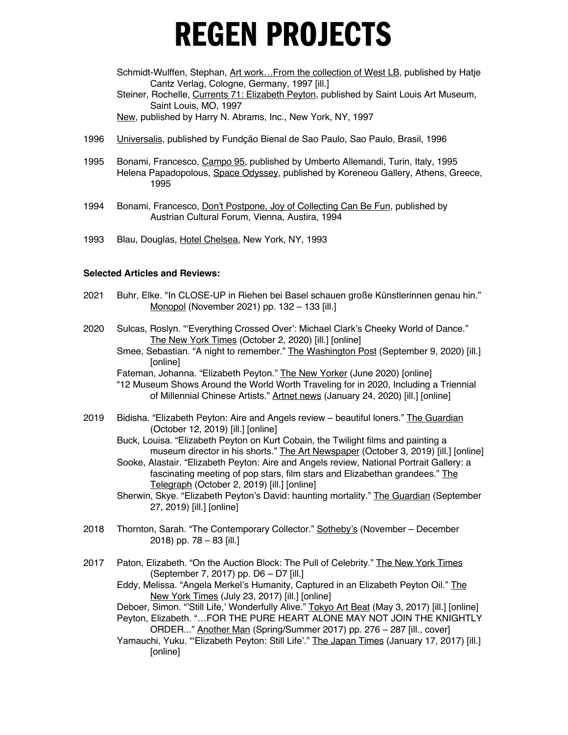Schmidt-Wulffen, Stephan, Art work…From the collection of West LB, published by Hatje Cantz Verlag, Cologne, Germany, 1997 [ill.]
Steiner, Rochelle, Currents 71: Elizabeth Peyton, published by Saint Louis Art Museum, Saint Louis, MO, 1997
New, published by Harry N. Abrams, Inc., New York, NY, 1997

1996 Universalis, published by Fundção Bienal de Sao Paulo, Sao Paulo, Brasil, 1996

1995 Bonami, Francesco, Campo 95, published by Umberto Allemandi, Turin, Italy, 1995
Helena Papadopolous, Space Odyssey, published by Koreneou Gallery, Athens, Greece, 1995

1994 Bonami, Francesco, Don't Postpone, Joy of Collecting Can Be Fun, published by Austrian Cultural Forum, Vienna, Austira, 1994

1993 Blau, Douglas, Hotel Chelsea, New York, NY, 1993

**Selected Articles and Reviews:**

2021 Buhr, Elke. "In CLOSE-UP in Riehen bei Basel schauen große Künstlerinnen genau hin." Monopol (November 2021) pp. 132 – 133 [ill.]

2020 Sulcas, Roslyn. "'Everything Crossed Over': Michael Clark's Cheeky World of Dance." The New York Times (October 2, 2020) [ill.] [online]
Smee, Sebastian. "A night to remember." The Washington Post (September 9, 2020) [ill.] [online]
Fateman, Johanna. "Elizabeth Peyton." The New Yorker (June 2020) [online]
"12 Museum Shows Around the World Worth Traveling for in 2020, Including a Triennial of Millennial Chinese Artists." Artnet news (January 24, 2020) [ill.] [online]

2019 Bidisha. "Elizabeth Peyton: Aire and Angels review – beautiful loners." The Guardian (October 12, 2019) [ill.] [online]
Buck, Louisa. "Elizabeth Peyton on Kurt Cobain, the Twilight films and painting a museum director in his shorts." The Art Newspaper (October 3, 2019) [ill.] [online]
Sooke, Alastair. "Elizabeth Peyton: Aire and Angels review, National Portrait Gallery: a fascinating meeting of pop stars, film stars and Elizabethan grandees." The Telegraph (October 2, 2019) [ill.] [online]
Sherwin, Skye. "Elizabeth Peyton's David: haunting mortality." The Guardian (September 27, 2019) [ill.] [online]

2018 Thornton, Sarah. "The Contemporary Collector." Sotheby's (November – December 2018) pp. 78 – 83 [ill.]

2017 Paton, Elizabeth. "On the Auction Block: The Pull of Celebrity." The New York Times (September 7, 2017) pp. D6 – D7 [ill.]
Eddy, Melissa. "Angela Merkel's Humanity, Captured in an Elizabeth Peyton Oil." The New York Times (July 23, 2017) [ill.] [online]
Deboer, Simon. "'Still Life,' Wonderfully Alive." Tokyo Art Beat (May 3, 2017) [ill.] [online]
Peyton, Elizabeth. "…FOR THE PURE HEART ALONE MAY NOT JOIN THE KNIGHTLY ORDER..." Another Man (Spring/Summer 2017) pp. 276 – 287 [ill., cover]
Yamauchi, Yuku. "'Elizabeth Peyton: Still Life'." The Japan Times (January 17, 2017) [ill.] [online]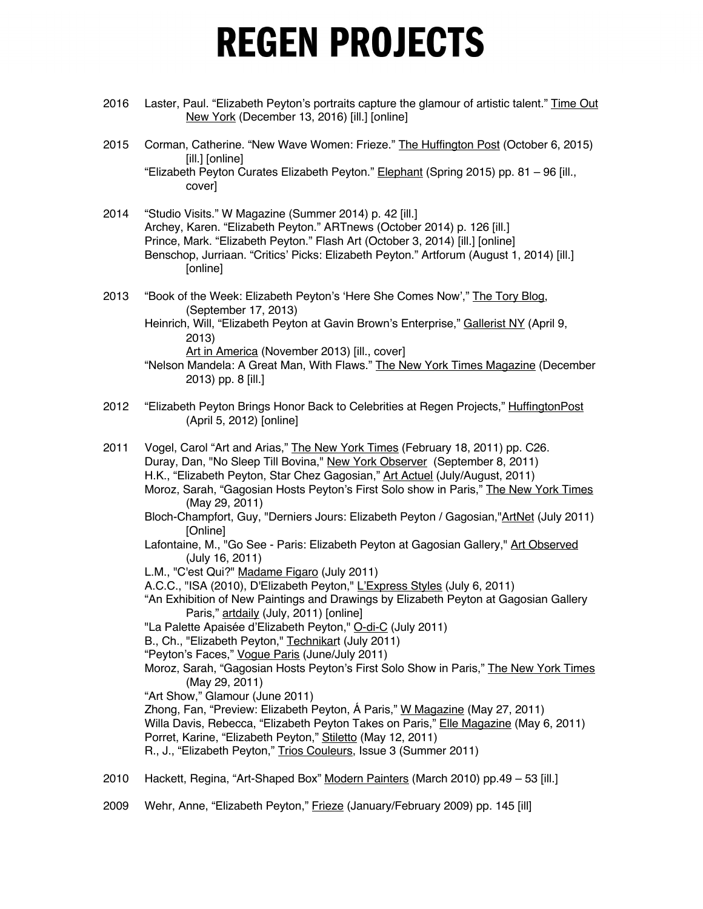2016 Laster, Paul. "Elizabeth Peyton's portraits capture the glamour of artistic talent." Time Out New York (December 13, 2016) [ill.] [online]

2015 Corman, Catherine. "New Wave Women: Frieze." The Huffington Post (October 6, 2015) [ill.] [online]
"Elizabeth Peyton Curates Elizabeth Peyton." Elephant (Spring 2015) pp. 81 – 96 [ill., cover]

2014 "Studio Visits." W Magazine (Summer 2014) p. 42 [ill.]
Archey, Karen. "Elizabeth Peyton." ARTnews (October 2014) p. 126 [ill.]
Prince, Mark. "Elizabeth Peyton." Flash Art (October 3, 2014) [ill.] [online]
Benschop, Jurriaan. "Critics' Picks: Elizabeth Peyton." Artforum (August 1, 2014) [ill.] [online]

2013 "Book of the Week: Elizabeth Peyton's 'Here She Comes Now'," The Tory Blog, (September 17, 2013)
Heinrich, Will, "Elizabeth Peyton at Gavin Brown's Enterprise," Gallerist NY (April 9, 2013)
Art in America (November 2013) [ill., cover]
"Nelson Mandela: A Great Man, With Flaws." The New York Times Magazine (December 2013) pp. 8 [ill.]

2012 "Elizabeth Peyton Brings Honor Back to Celebrities at Regen Projects," HuffingtonPost (April 5, 2012) [online]

2011 Vogel, Carol "Art and Arias," The New York Times (February 18, 2011) pp. C26.
Duray, Dan, "No Sleep Till Bovina," New York Observer (September 8, 2011)
H.K., "Elizabeth Peyton, Star Chez Gagosian," Art Actuel (July/August, 2011)
Moroz, Sarah, "Gagosian Hosts Peyton's First Solo show in Paris," The New York Times (May 29, 2011)
Bloch-Champfort, Guy, "Derniers Jours: Elizabeth Peyton / Gagosian,"ArtNet (July 2011) [Online]
Lafontaine, M., "Go See - Paris: Elizabeth Peyton at Gagosian Gallery," Art Observed (July 16, 2011)
L.M., "C'est Qui?" Madame Figaro (July 2011)
A.C.C., "ISA (2010), D'Elizabeth Peyton," L'Express Styles (July 6, 2011)
"An Exhibition of New Paintings and Drawings by Elizabeth Peyton at Gagosian Gallery Paris," artdaily (July, 2011) [online]
"La Palette Apaisée d'Elizabeth Peyton," O-di-C (July 2011)
B., Ch., "Elizabeth Peyton," Technikart (July 2011)
"Peyton's Faces," Vogue Paris (June/July 2011)
Moroz, Sarah, "Gagosian Hosts Peyton's First Solo Show in Paris," The New York Times (May 29, 2011)
"Art Show," Glamour (June 2011)
Zhong, Fan, "Preview: Elizabeth Peyton, Á Paris," W Magazine (May 27, 2011)
Willa Davis, Rebecca, "Elizabeth Peyton Takes on Paris," Elle Magazine (May 6, 2011)
Porret, Karine, "Elizabeth Peyton," Stiletto (May 12, 2011)
R., J., "Elizabeth Peyton," Trios Couleurs, Issue 3 (Summer 2011)

2010 Hackett, Regina, "Art-Shaped Box" Modern Painters (March 2010) pp.49 – 53 [ill.]

2009 Wehr, Anne, "Elizabeth Peyton," Frieze (January/February 2009) pp. 145 [ill]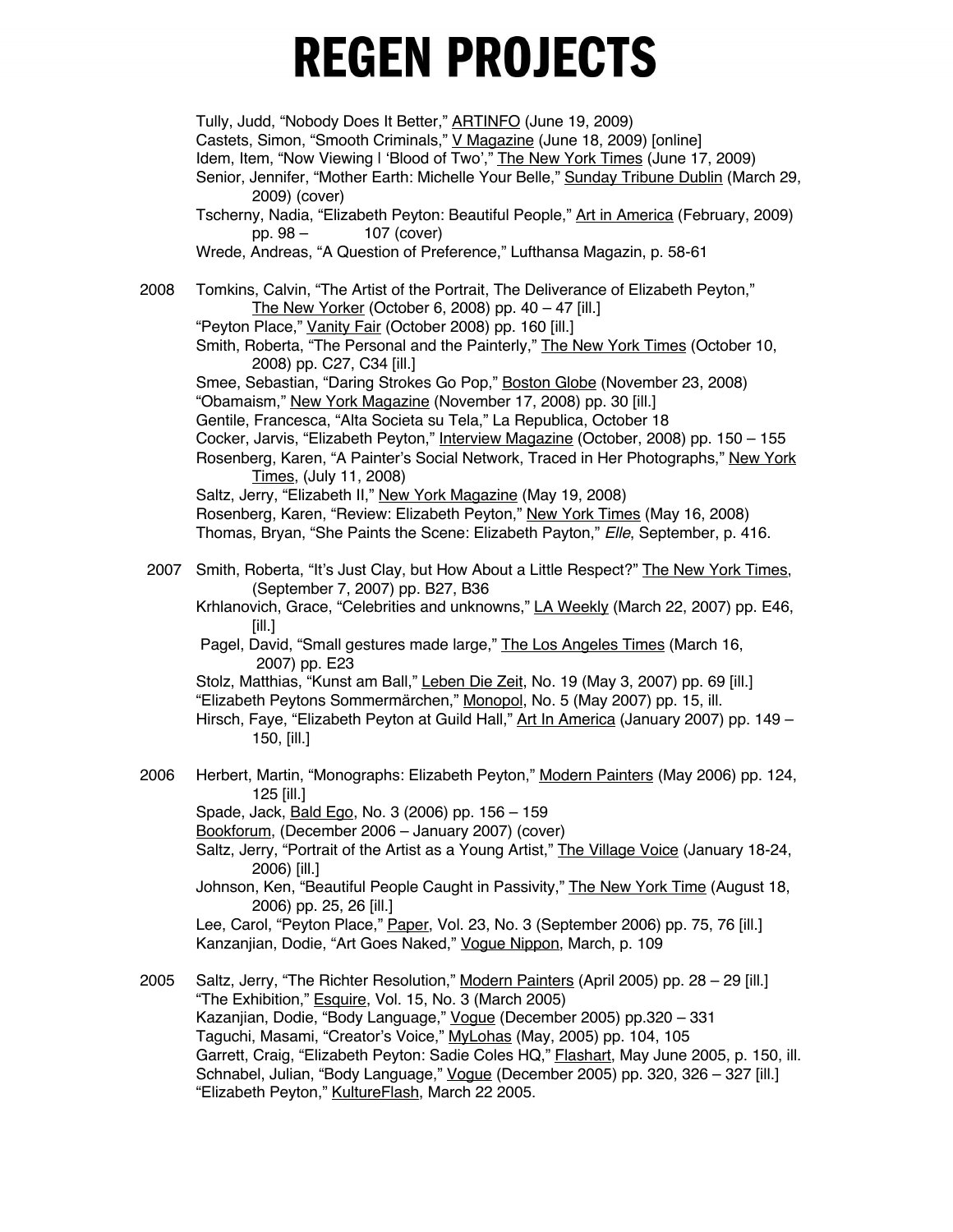Tully, Judd, "Nobody Does It Better," ARTINFO (June 19, 2009)
Castets, Simon, "Smooth Criminals," V Magazine (June 18, 2009) [online]
Idem, Item, "Now Viewing | 'Blood of Two'," The New York Times (June 17, 2009)
Senior, Jennifer, "Mother Earth: Michelle Your Belle," Sunday Tribune Dublin (March 29, 2009) (cover)
Tscherny, Nadia, "Elizabeth Peyton: Beautiful People," Art in America (February, 2009) pp. 98 – 107 (cover)
Wrede, Andreas, "A Question of Preference," Lufthansa Magazin, p. 58-61

2008 Tomkins, Calvin, "The Artist of the Portrait, The Deliverance of Elizabeth Peyton," The New Yorker (October 6, 2008) pp. 40 – 47 [ill.]
"Peyton Place," Vanity Fair (October 2008) pp. 160 [ill.]
Smith, Roberta, "The Personal and the Painterly," The New York Times (October 10, 2008) pp. C27, C34 [ill.]
Smee, Sebastian, "Daring Strokes Go Pop," Boston Globe (November 23, 2008)
"Obamaism," New York Magazine (November 17, 2008) pp. 30 [ill.]
Gentile, Francesca, "Alta Societa su Tela," La Republica, October 18
Cocker, Jarvis, "Elizabeth Peyton," Interview Magazine (October, 2008) pp. 150 – 155
Rosenberg, Karen, "A Painter's Social Network, Traced in Her Photographs," New York Times, (July 11, 2008)
Saltz, Jerry, "Elizabeth II," New York Magazine (May 19, 2008)
Rosenberg, Karen, "Review: Elizabeth Peyton," New York Times (May 16, 2008)
Thomas, Bryan, "She Paints the Scene: Elizabeth Payton," *Elle*, September, p. 416.

2007 Smith, Roberta, "It's Just Clay, but How About a Little Respect?" The New York Times, (September 7, 2007) pp. B27, B36
Krhlanovich, Grace, "Celebrities and unknowns," LA Weekly (March 22, 2007) pp. E46, [ill.]
Pagel, David, "Small gestures made large," The Los Angeles Times (March 16, 2007) pp. E23
Stolz, Matthias, "Kunst am Ball," Leben Die Zeit, No. 19 (May 3, 2007) pp. 69 [ill.]
"Elizabeth Peytons Sommermärchen," Monopol, No. 5 (May 2007) pp. 15, ill.
Hirsch, Faye, "Elizabeth Peyton at Guild Hall," Art In America (January 2007) pp. 149 – 150, [ill.]

2006 Herbert, Martin, "Monographs: Elizabeth Peyton," Modern Painters (May 2006) pp. 124, 125 [ill.]
Spade, Jack, Bald Ego, No. 3 (2006) pp. 156 – 159
Bookforum, (December 2006 – January 2007) (cover)
Saltz, Jerry, "Portrait of the Artist as a Young Artist," The Village Voice (January 18-24, 2006) [ill.]
Johnson, Ken, "Beautiful People Caught in Passivity," The New York Time (August 18, 2006) pp. 25, 26 [ill.]
Lee, Carol, "Peyton Place," Paper, Vol. 23, No. 3 (September 2006) pp. 75, 76 [ill.]
Kanzanjian, Dodie, "Art Goes Naked," Vogue Nippon, March, p. 109

2005 Saltz, Jerry, "The Richter Resolution," Modern Painters (April 2005) pp. 28 – 29 [ill.]
"The Exhibition," Esquire, Vol. 15, No. 3 (March 2005)
Kazanjian, Dodie, "Body Language," Vogue (December 2005) pp.320 – 331
Taguchi, Masami, "Creator's Voice," MyLohas (May, 2005) pp. 104, 105
Garrett, Craig, "Elizabeth Peyton: Sadie Coles HQ," Flashart, May June 2005, p. 150, ill.
Schnabel, Julian, "Body Language," Vogue (December 2005) pp. 320, 326 – 327 [ill.]
"Elizabeth Peyton," KultureFlash, March 22 2005.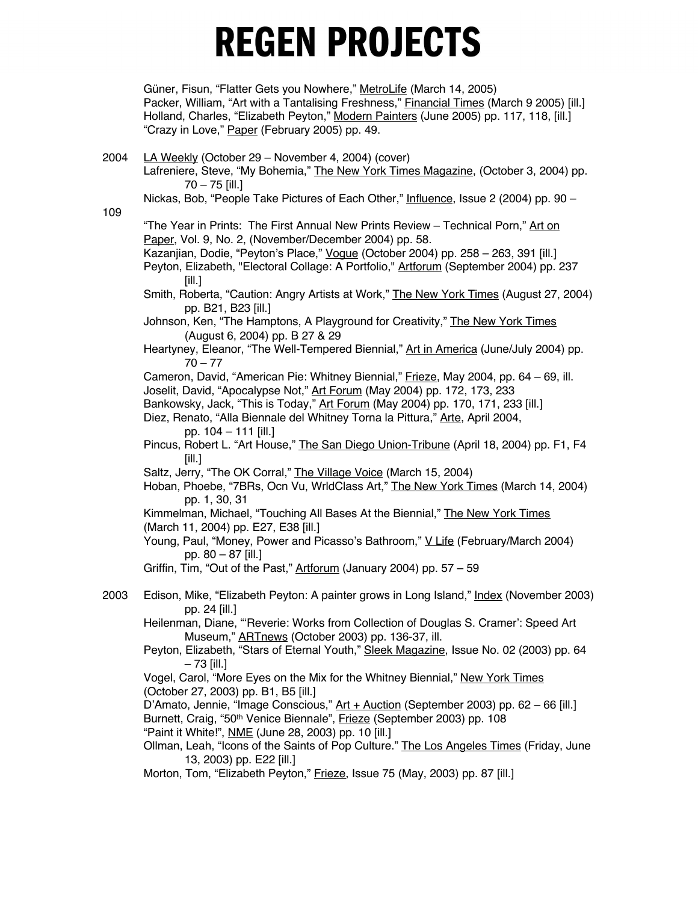# REGEN PROJECTS

Güner, Fisun, "Flatter Gets you Nowhere," MetroLife (March 14, 2005)
Packer, William, "Art with a Tantalising Freshness," Financial Times (March 9 2005) [ill.]
Holland, Charles, "Elizabeth Peyton," Modern Painters (June 2005) pp. 117, 118, [ill.]
"Crazy in Love," Paper (February 2005) pp. 49.

**2004**

LA Weekly (October 29 – November 4, 2004) (cover)
Lafreniere, Steve, "My Bohemia," The New York Times Magazine, (October 3, 2004) pp. 70 – 75 [ill.]
Nickas, Bob, "People Take Pictures of Each Other," Influence, Issue 2 (2004) pp. 90 – 109
"The Year in Prints: The First Annual New Prints Review – Technical Porn," Art on Paper, Vol. 9, No. 2, (November/December 2004) pp. 58.
Kazanjian, Dodie, "Peyton's Place," Vogue (October 2004) pp. 258 – 263, 391 [ill.]
Peyton, Elizabeth, "Electoral Collage: A Portfolio," Artforum (September 2004) pp. 237 [ill.]
Smith, Roberta, "Caution: Angry Artists at Work," The New York Times (August 27, 2004) pp. B21, B23 [ill.]
Johnson, Ken, "The Hamptons, A Playground for Creativity," The New York Times (August 6, 2004) pp. B 27 & 29
Heartyney, Eleanor, "The Well-Tempered Biennial," Art in America (June/July 2004) pp. 70 – 77
Cameron, David, "American Pie: Whitney Biennial," Frieze, May 2004, pp. 64 – 69, ill.
Joselit, David, "Apocalypse Not," Art Forum (May 2004) pp. 172, 173, 233
Bankowsky, Jack, "This is Today," Art Forum (May 2004) pp. 170, 171, 233 [ill.]
Diez, Renato, "Alla Biennale del Whitney Torna la Pittura," Arte, April 2004, pp. 104 – 111 [ill.]
Pincus, Robert L. "Art House," The San Diego Union-Tribune (April 18, 2004) pp. F1, F4 [ill.]
Saltz, Jerry, "The OK Corral," The Village Voice (March 15, 2004)
Hoban, Phoebe, "7BRs, Ocn Vu, WrldClass Art," The New York Times (March 14, 2004) pp. 1, 30, 31
Kimmelman, Michael, "Touching All Bases At the Biennial," The New York Times (March 11, 2004) pp. E27, E38 [ill.]
Young, Paul, "Money, Power and Picasso's Bathroom," V Life (February/March 2004) pp. 80 – 87 [ill.]
Griffin, Tim, "Out of the Past," Artforum (January 2004) pp. 57 – 59

**2003**

Edison, Mike, "Elizabeth Peyton: A painter grows in Long Island," Index (November 2003) pp. 24 [ill.]
Heilenman, Diane, "'Reverie: Works from Collection of Douglas S. Cramer': Speed Art Museum," ARTnews (October 2003) pp. 136-37, ill.
Peyton, Elizabeth, "Stars of Eternal Youth," Sleek Magazine, Issue No. 02 (2003) pp. 64 – 73 [ill.]
Vogel, Carol, "More Eyes on the Mix for the Whitney Biennial," New York Times (October 27, 2003) pp. B1, B5 [ill.]
D'Amato, Jennie, "Image Conscious," Art + Auction (September 2003) pp. 62 – 66 [ill.]
Burnett, Craig, "50th Venice Biennale", Frieze (September 2003) pp. 108
"Paint it White!", NME (June 28, 2003) pp. 10 [ill.]
Ollman, Leah, "Icons of the Saints of Pop Culture." The Los Angeles Times (Friday, June 13, 2003) pp. E22 [ill.]
Morton, Tom, "Elizabeth Peyton," Frieze, Issue 75 (May, 2003) pp. 87 [ill.]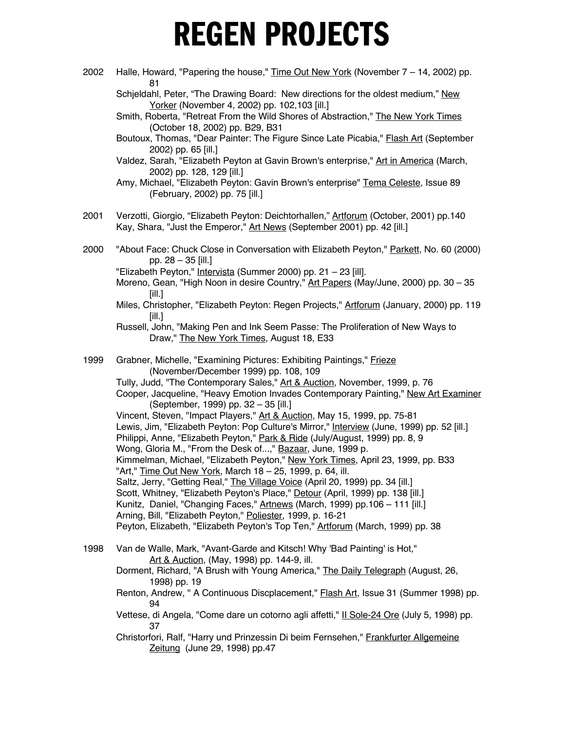2002 Halle, Howard, "Papering the house," Time Out New York (November 7 – 14, 2002) pp. 81

Schjeldahl, Peter, "The Drawing Board: New directions for the oldest medium," New Yorker (November 4, 2002) pp. 102,103 [ill.]

Smith, Roberta, "Retreat From the Wild Shores of Abstraction," The New York Times (October 18, 2002) pp. B29, B31

Boutoux, Thomas, "Dear Painter: The Figure Since Late Picabia," Flash Art (September 2002) pp. 65 [ill.]

Valdez, Sarah, "Elizabeth Peyton at Gavin Brown's enterprise," Art in America (March, 2002) pp. 128, 129 [ill.]

Amy, Michael, "Elizabeth Peyton: Gavin Brown's enterprise" Tema Celeste, Issue 89 (February, 2002) pp. 75 [ill.]

2001 Verzotti, Giorgio, "Elizabeth Peyton: Deichtorhallen," Artforum (October, 2001) pp.140

Kay, Shara, "Just the Emperor," Art News (September 2001) pp. 42 [ill.]

2000 "About Face: Chuck Close in Conversation with Elizabeth Peyton," Parkett, No. 60 (2000) pp. 28 – 35 [ill.]

"Elizabeth Peyton," Intervista (Summer 2000) pp. 21 – 23 [ill].

Moreno, Gean, "High Noon in desire Country," Art Papers (May/June, 2000) pp. 30 – 35 [ill.]

Miles, Christopher, "Elizabeth Peyton: Regen Projects," Artforum (January, 2000) pp. 119 [ill.]

Russell, John, "Making Pen and Ink Seem Passe: The Proliferation of New Ways to Draw," The New York Times, August 18, E33

1999 Grabner, Michelle, "Examining Pictures: Exhibiting Paintings," Frieze (November/December 1999) pp. 108, 109

Tully, Judd, "The Contemporary Sales," Art & Auction, November, 1999, p. 76

Cooper, Jacqueline, "Heavy Emotion Invades Contemporary Painting," New Art Examiner (September, 1999) pp. 32 – 35 [ill.]

Vincent, Steven, "Impact Players," Art & Auction, May 15, 1999, pp. 75-81

Lewis, Jim, "Elizabeth Peyton: Pop Culture's Mirror," Interview (June, 1999) pp. 52 [ill.]

Philippi, Anne, "Elizabeth Peyton," Park & Ride (July/August, 1999) pp. 8, 9

Wong, Gloria M., "From the Desk of...," Bazaar, June, 1999 p.

Kimmelman, Michael, "Elizabeth Peyton," New York Times, April 23, 1999, pp. B33

"Art," Time Out New York, March 18 – 25, 1999, p. 64, ill.

Saltz, Jerry, "Getting Real," The Village Voice (April 20, 1999) pp. 34 [ill.]

Scott, Whitney, "Elizabeth Peyton's Place," Detour (April, 1999) pp. 138 [ill.]

Kunitz, Daniel, "Changing Faces," Artnews (March, 1999) pp.106 – 111 [ill.]

Arning, Bill, "Elizabeth Peyton," Poliester, 1999, p. 16-21

Peyton, Elizabeth, "Elizabeth Peyton's Top Ten," Artforum (March, 1999) pp. 38

1998 Van de Walle, Mark, "Avant-Garde and Kitsch! Why 'Bad Painting' is Hot," Art & Auction, (May, 1998) pp. 144-9, ill.

Dorment, Richard, "A Brush with Young America," The Daily Telegraph (August, 26, 1998) pp. 19

Renton, Andrew, " A Continuous Discplacement," Flash Art, Issue 31 (Summer 1998) pp. 94

Vettese, di Angela, "Come dare un cotorno agli affetti," Il Sole-24 Ore (July 5, 1998) pp. 37

Christorfori, Ralf, "Harry und Prinzessin Di beim Fernsehen," Frankfurter Allgemeine Zeitung (June 29, 1998) pp.47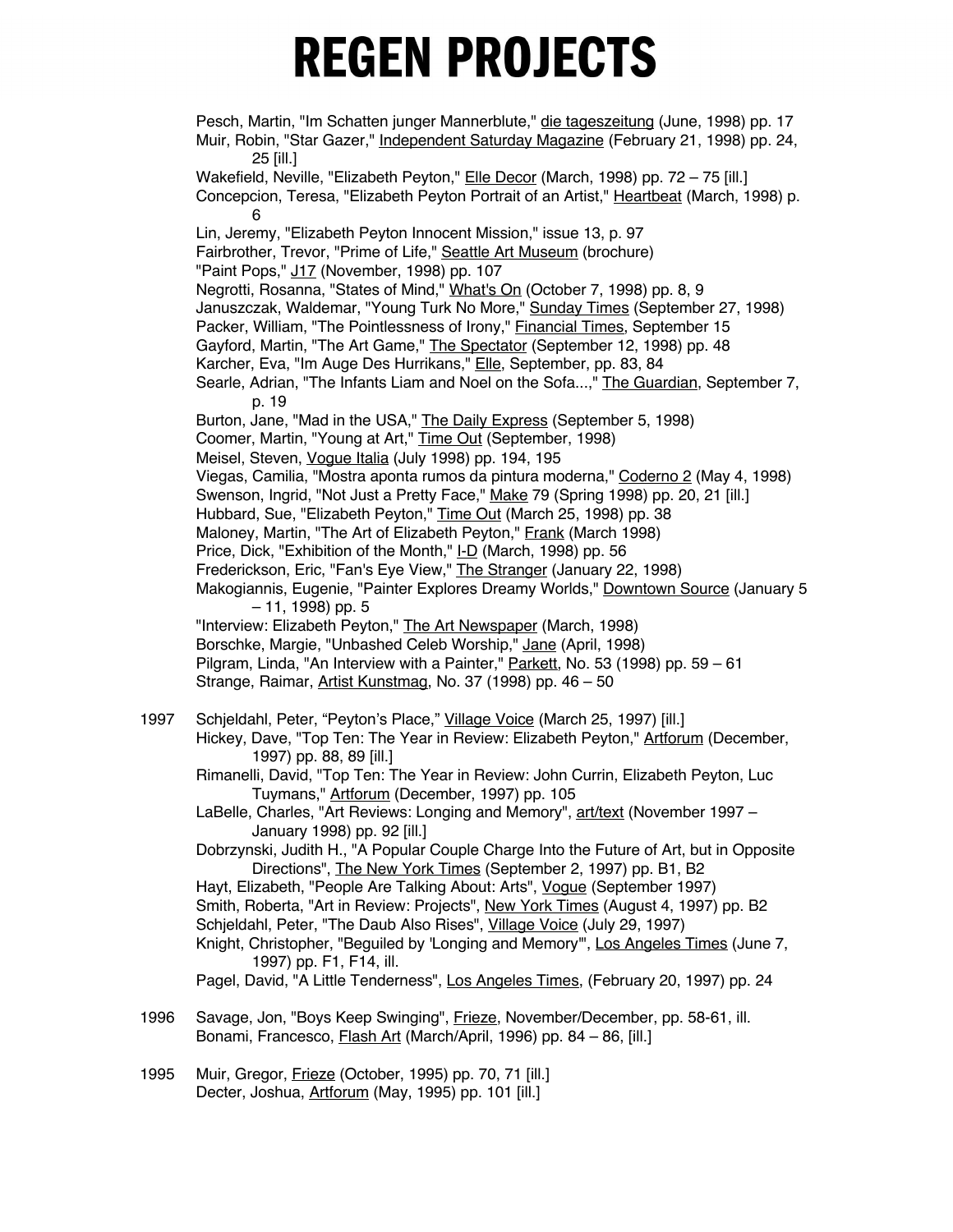Pesch, Martin, "Im Schatten junger Mannerblute," die tageszeitung (June, 1998) pp. 17
Muir, Robin, "Star Gazer," Independent Saturday Magazine (February 21, 1998) pp. 24, 25 [ill.]
Wakefield, Neville, "Elizabeth Peyton," Elle Decor (March, 1998) pp. 72 – 75 [ill.]
Concepcion, Teresa, "Elizabeth Peyton Portrait of an Artist," Heartbeat (March, 1998) p. 6
Lin, Jeremy, "Elizabeth Peyton Innocent Mission," issue 13, p. 97
Fairbrother, Trevor, "Prime of Life," Seattle Art Museum (brochure)
"Paint Pops," J17 (November, 1998) pp. 107
Negrotti, Rosanna, "States of Mind," What's On (October 7, 1998) pp. 8, 9
Januszczak, Waldemar, "Young Turk No More," Sunday Times (September 27, 1998)
Packer, William, "The Pointlessness of Irony," Financial Times, September 15
Gayford, Martin, "The Art Game," The Spectator (September 12, 1998) pp. 48
Karcher, Eva, "Im Auge Des Hurrikans," Elle, September, pp. 83, 84
Searle, Adrian, "The Infants Liam and Noel on the Sofa...," The Guardian, September 7, p. 19
Burton, Jane, "Mad in the USA," The Daily Express (September 5, 1998)
Coomer, Martin, "Young at Art," Time Out (September, 1998)
Meisel, Steven, Vogue Italia (July 1998) pp. 194, 195
Viegas, Camilia, "Mostra aponta rumos da pintura moderna," Coderno 2 (May 4, 1998)
Swenson, Ingrid, "Not Just a Pretty Face," Make 79 (Spring 1998) pp. 20, 21 [ill.]
Hubbard, Sue, "Elizabeth Peyton," Time Out (March 25, 1998) pp. 38
Maloney, Martin, "The Art of Elizabeth Peyton," Frank (March 1998)
Price, Dick, "Exhibition of the Month," I-D (March, 1998) pp. 56
Frederickson, Eric, "Fan's Eye View," The Stranger (January 22, 1998)
Makogiannis, Eugenie, "Painter Explores Dreamy Worlds," Downtown Source (January 5 – 11, 1998) pp. 5
"Interview: Elizabeth Peyton," The Art Newspaper (March, 1998)
Borschke, Margie, "Unbashed Celeb Worship," Jane (April, 1998)
Pilgram, Linda, "An Interview with a Painter," Parkett, No. 53 (1998) pp. 59 – 61
Strange, Raimar, Artist Kunstmag, No. 37 (1998) pp. 46 – 50

1997 Schjeldahl, Peter, "Peyton's Place," Village Voice (March 25, 1997) [ill.]
Hickey, Dave, "Top Ten: The Year in Review: Elizabeth Peyton," Artforum (December, 1997) pp. 88, 89 [ill.]
Rimanelli, David, "Top Ten: The Year in Review: John Currin, Elizabeth Peyton, Luc Tuymans," Artforum (December, 1997) pp. 105
LaBelle, Charles, "Art Reviews: Longing and Memory", art/text (November 1997 – January 1998) pp. 92 [ill.]
Dobrzynski, Judith H., "A Popular Couple Charge Into the Future of Art, but in Opposite Directions", The New York Times (September 2, 1997) pp. B1, B2
Hayt, Elizabeth, "People Are Talking About: Arts", Vogue (September 1997)
Smith, Roberta, "Art in Review: Projects", New York Times (August 4, 1997) pp. B2
Schjeldahl, Peter, "The Daub Also Rises", Village Voice (July 29, 1997)
Knight, Christopher, "Beguiled by 'Longing and Memory'", Los Angeles Times (June 7, 1997) pp. F1, F14, ill.
Pagel, David, "A Little Tenderness", Los Angeles Times, (February 20, 1997) pp. 24

1996 Savage, Jon, "Boys Keep Swinging", Frieze, November/December, pp. 58-61, ill.
Bonami, Francesco, Flash Art (March/April, 1996) pp. 84 – 86, [ill.]

1995 Muir, Gregor, Frieze (October, 1995) pp. 70, 71 [ill.]
Decter, Joshua, Artforum (May, 1995) pp. 101 [ill.]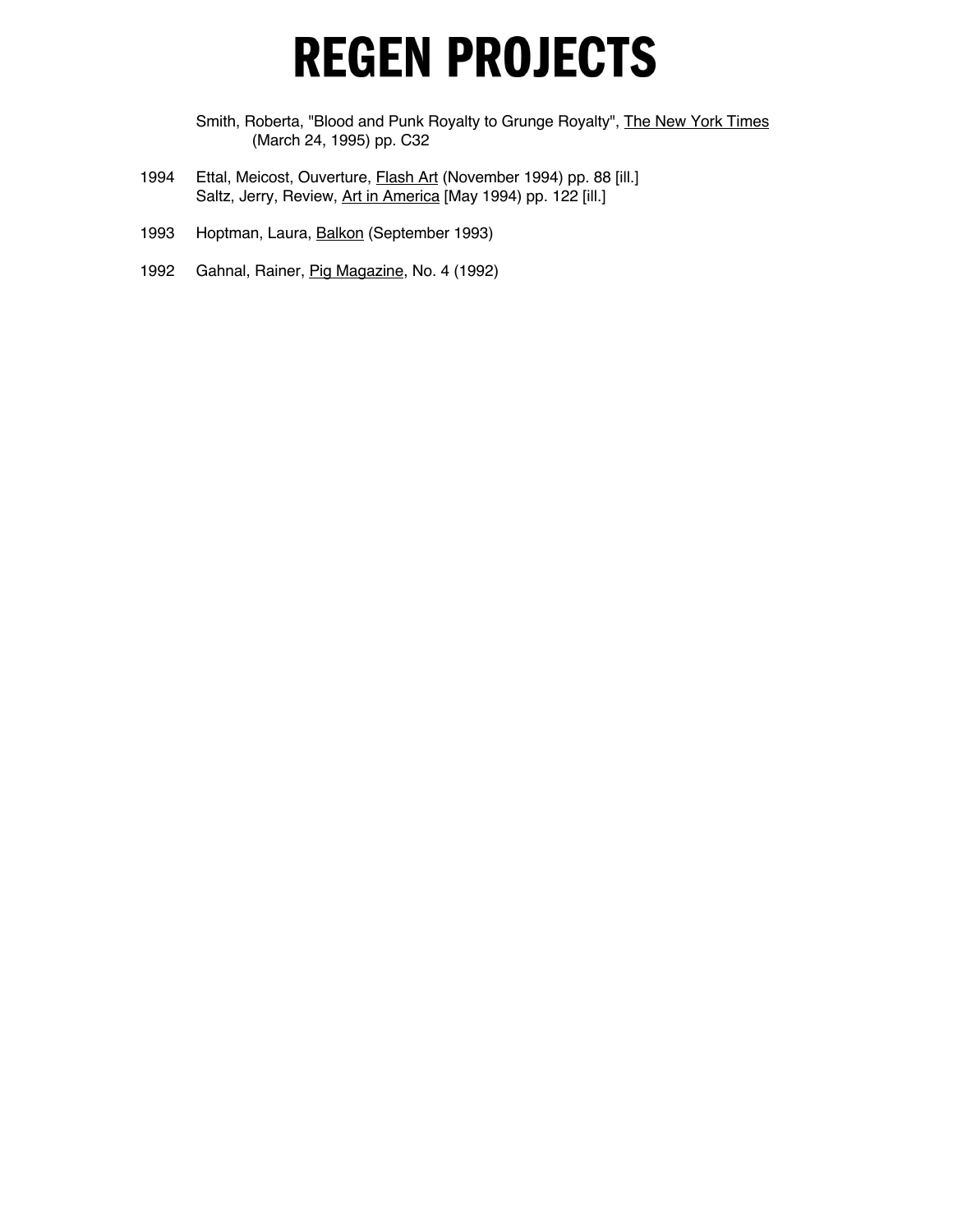Smith, Roberta, "Blood and Punk Royalty to Grunge Royalty", The New York Times (March 24, 1995) pp. C32

1994 Ettal, Meicost, Ouverture, Flash Art (November 1994) pp. 88 [ill.]
Saltz, Jerry, Review, Art in America [May 1994) pp. 122 [ill.]

1993 Hoptman, Laura, Balkon (September 1993)

1992 Gahnal, Rainer, Pig Magazine, No. 4 (1992)